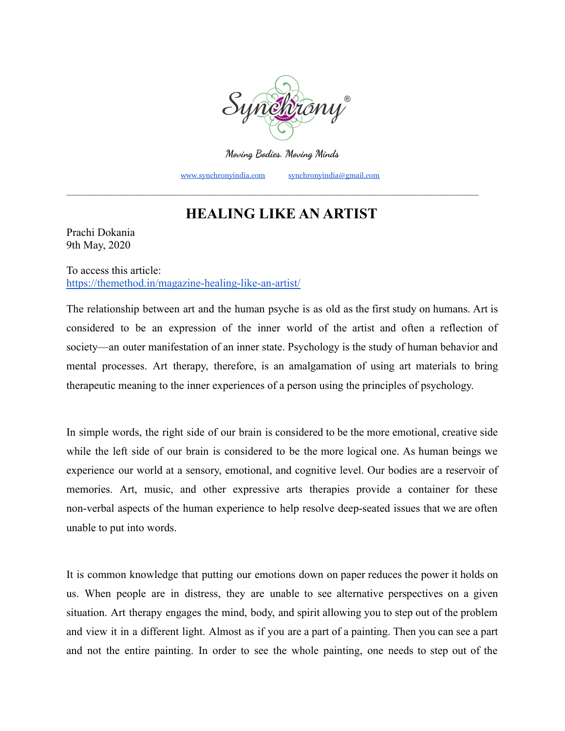Synchrony®

Moving Bodies. Moving Minds

www.synchronyindia.com synchronyindia@gmail.com

---

# HEALING LIKE AN ARTIST

Prachi Dokania
9th May, 2020

To access this article:
https://themethod.in/magazine-healing-like-an-artist/

The relationship between art and the human psyche is as old as the first study on humans. Art is considered to be an expression of the inner world of the artist and often a reflection of society—an outer manifestation of an inner state. Psychology is the study of human behavior and mental processes. Art therapy, therefore, is an amalgamation of using art materials to bring therapeutic meaning to the inner experiences of a person using the principles of psychology.

In simple words, the right side of our brain is considered to be the more emotional, creative side while the left side of our brain is considered to be the more logical one. As human beings we experience our world at a sensory, emotional, and cognitive level. Our bodies are a reservoir of memories. Art, music, and other expressive arts therapies provide a container for these non-verbal aspects of the human experience to help resolve deep-seated issues that we are often unable to put into words.

It is common knowledge that putting our emotions down on paper reduces the power it holds on us. When people are in distress, they are unable to see alternative perspectives on a given situation. Art therapy engages the mind, body, and spirit allowing you to step out of the problem and view it in a different light. Almost as if you are a part of a painting. Then you can see a part and not the entire painting. In order to see the whole painting, one needs to step out of the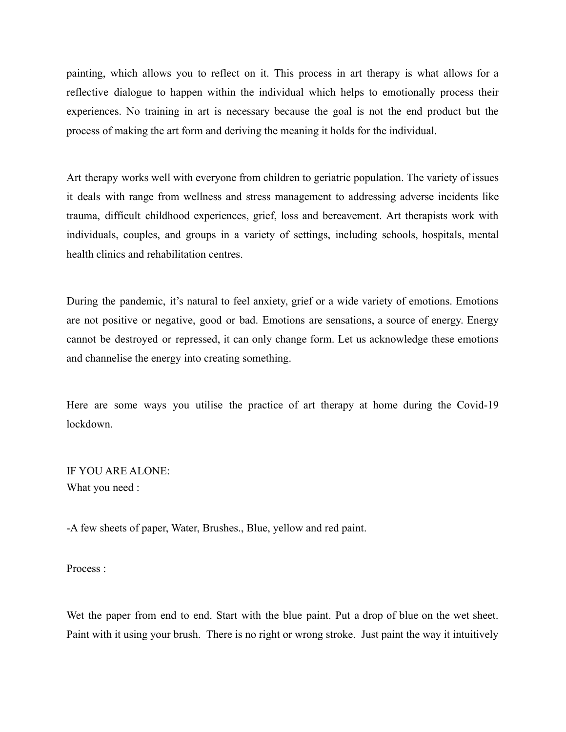painting, which allows you to reflect on it. This process in art therapy is what allows for a reflective dialogue to happen within the individual which helps to emotionally process their experiences. No training in art is necessary because the goal is not the end product but the process of making the art form and deriving the meaning it holds for the individual.

Art therapy works well with everyone from children to geriatric population. The variety of issues it deals with range from wellness and stress management to addressing adverse incidents like trauma, difficult childhood experiences, grief, loss and bereavement. Art therapists work with individuals, couples, and groups in a variety of settings, including schools, hospitals, mental health clinics and rehabilitation centres.

During the pandemic, it's natural to feel anxiety, grief or a wide variety of emotions. Emotions are not positive or negative, good or bad. Emotions are sensations, a source of energy. Energy cannot be destroyed or repressed, it can only change form. Let us acknowledge these emotions and channelise the energy into creating something.

Here are some ways you utilise the practice of art therapy at home during the Covid-19 lockdown.

IF YOU ARE ALONE:
What you need :

-A few sheets of paper, Water, Brushes., Blue, yellow and red paint.

Process :

Wet the paper from end to end. Start with the blue paint. Put a drop of blue on the wet sheet. Paint with it using your brush. There is no right or wrong stroke. Just paint the way it intuitively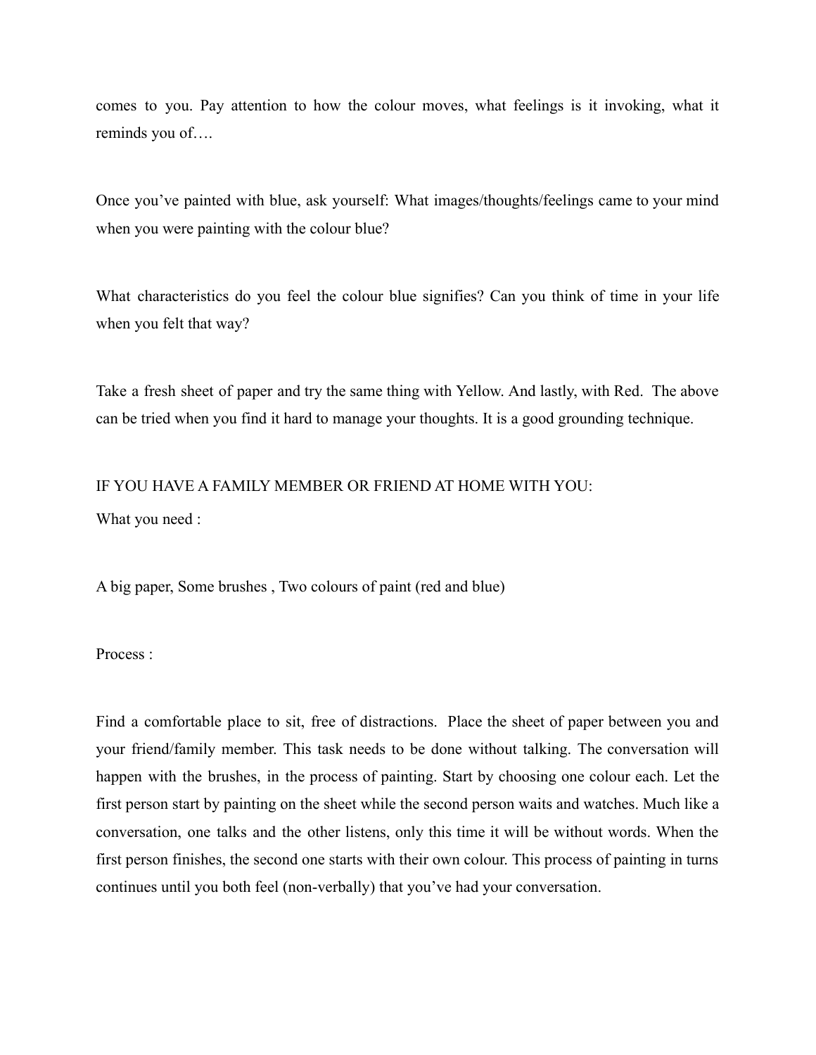comes to you. Pay attention to how the colour moves, what feelings is it invoking, what it reminds you of….

Once you've painted with blue, ask yourself: What images/thoughts/feelings came to your mind when you were painting with the colour blue?

What characteristics do you feel the colour blue signifies? Can you think of time in your life when you felt that way?

Take a fresh sheet of paper and try the same thing with Yellow. And lastly, with Red. The above can be tried when you find it hard to manage your thoughts. It is a good grounding technique.

IF YOU HAVE A FAMILY MEMBER OR FRIEND AT HOME WITH YOU:

What you need :

A big paper, Some brushes , Two colours of paint (red and blue)

Process :

Find a comfortable place to sit, free of distractions. Place the sheet of paper between you and your friend/family member. This task needs to be done without talking. The conversation will happen with the brushes, in the process of painting. Start by choosing one colour each. Let the first person start by painting on the sheet while the second person waits and watches. Much like a conversation, one talks and the other listens, only this time it will be without words. When the first person finishes, the second one starts with their own colour. This process of painting in turns continues until you both feel (non-verbally) that you've had your conversation.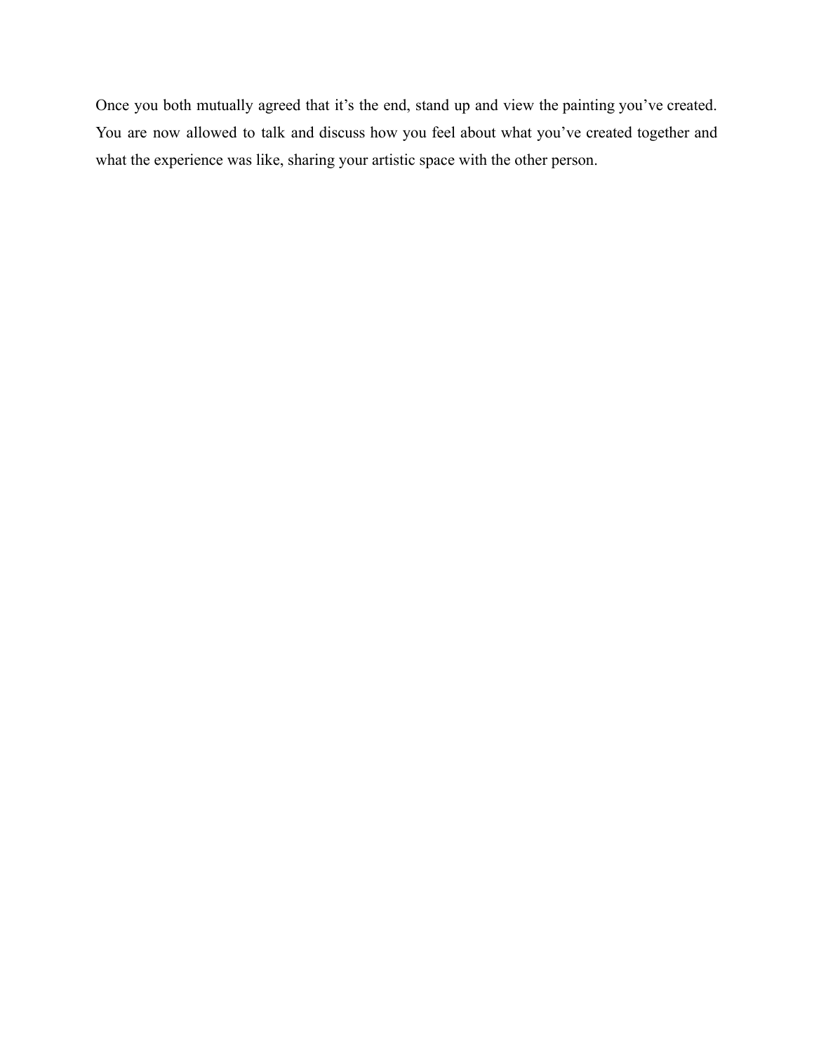Once you both mutually agreed that it's the end, stand up and view the painting you've created. You are now allowed to talk and discuss how you feel about what you've created together and what the experience was like, sharing your artistic space with the other person.